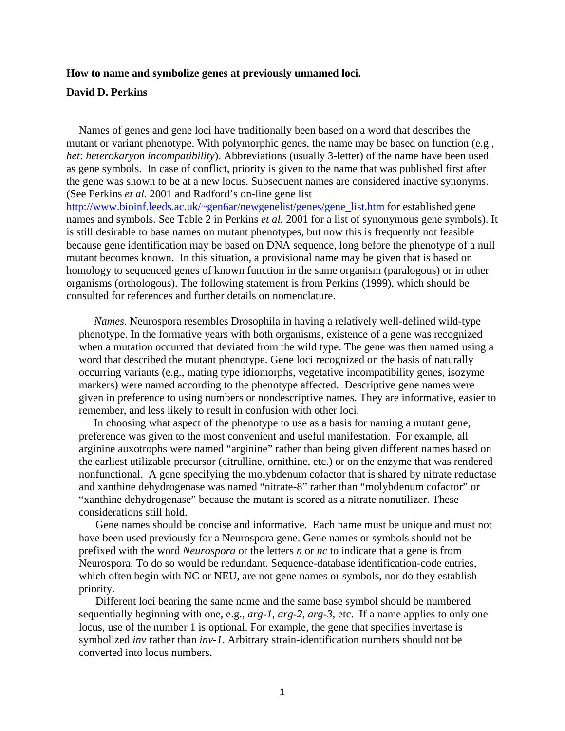**How to name and symbolize genes at previously unnamed loci.**

**David D. Perkins**

Names of genes and gene loci have traditionally been based on a word that describes the mutant or variant phenotype. With polymorphic genes, the name may be based on function (e.g., *het*: *heterokaryon incompatibility*). Abbreviations (usually 3-letter) of the name have been used as gene symbols. In case of conflict, priority is given to the name that was published first after the gene was shown to be at a new locus. Subsequent names are considered inactive synonyms. (See Perkins *et al.* 2001 and Radford's on-line gene list http://www.bioinf.leeds.ac.uk/~gen6ar/newgenelist/genes/gene_list.htm for established gene names and symbols. See Table 2 in Perkins *et al.* 2001 for a list of synonymous gene symbols). It is still desirable to base names on mutant phenotypes, but now this is frequently not feasible because gene identification may be based on DNA sequence, long before the phenotype of a null mutant becomes known. In this situation, a provisional name may be given that is based on homology to sequenced genes of known function in the same organism (paralogous) or in other organisms (orthologous). The following statement is from Perkins (1999), which should be consulted for references and further details on nomenclature.

> *Names.* Neurospora resembles Drosophila in having a relatively well-defined wild-type phenotype. In the formative years with both organisms, existence of a gene was recognized when a mutation occurred that deviated from the wild type. The gene was then named using a word that described the mutant phenotype. Gene loci recognized on the basis of naturally occurring variants (e.g., mating type idiomorphs, vegetative incompatibility genes, isozyme markers) were named according to the phenotype affected. Descriptive gene names were given in preference to using numbers or nondescriptive names. They are informative, easier to remember, and less likely to result in confusion with other loci.
>
> In choosing what aspect of the phenotype to use as a basis for naming a mutant gene, preference was given to the most convenient and useful manifestation. For example, all arginine auxotrophs were named "arginine" rather than being given different names based on the earliest utilizable precursor (citrulline, ornithine, etc.) or on the enzyme that was rendered nonfunctional. A gene specifying the molybdenum cofactor that is shared by nitrate reductase and xanthine dehydrogenase was named "nitrate-8" rather than "molybdenum cofactor" or "xanthine dehydrogenase" because the mutant is scored as a nitrate nonutilizer. These considerations still hold.
>
> Gene names should be concise and informative. Each name must be unique and must not have been used previously for a Neurospora gene. Gene names or symbols should not be prefixed with the word *Neurospora* or the letters *n* or *nc* to indicate that a gene is from Neurospora. To do so would be redundant. Sequence-database identification-code entries, which often begin with NC or NEU, are not gene names or symbols, nor do they establish priority.
>
> Different loci bearing the same name and the same base symbol should be numbered sequentially beginning with one, e.g., *arg-1, arg-2, arg-3,* etc. If a name applies to only one locus, use of the number 1 is optional. For example, the gene that specifies invertase is symbolized *inv* rather than *inv-1*. Arbitrary strain-identification numbers should not be converted into locus numbers.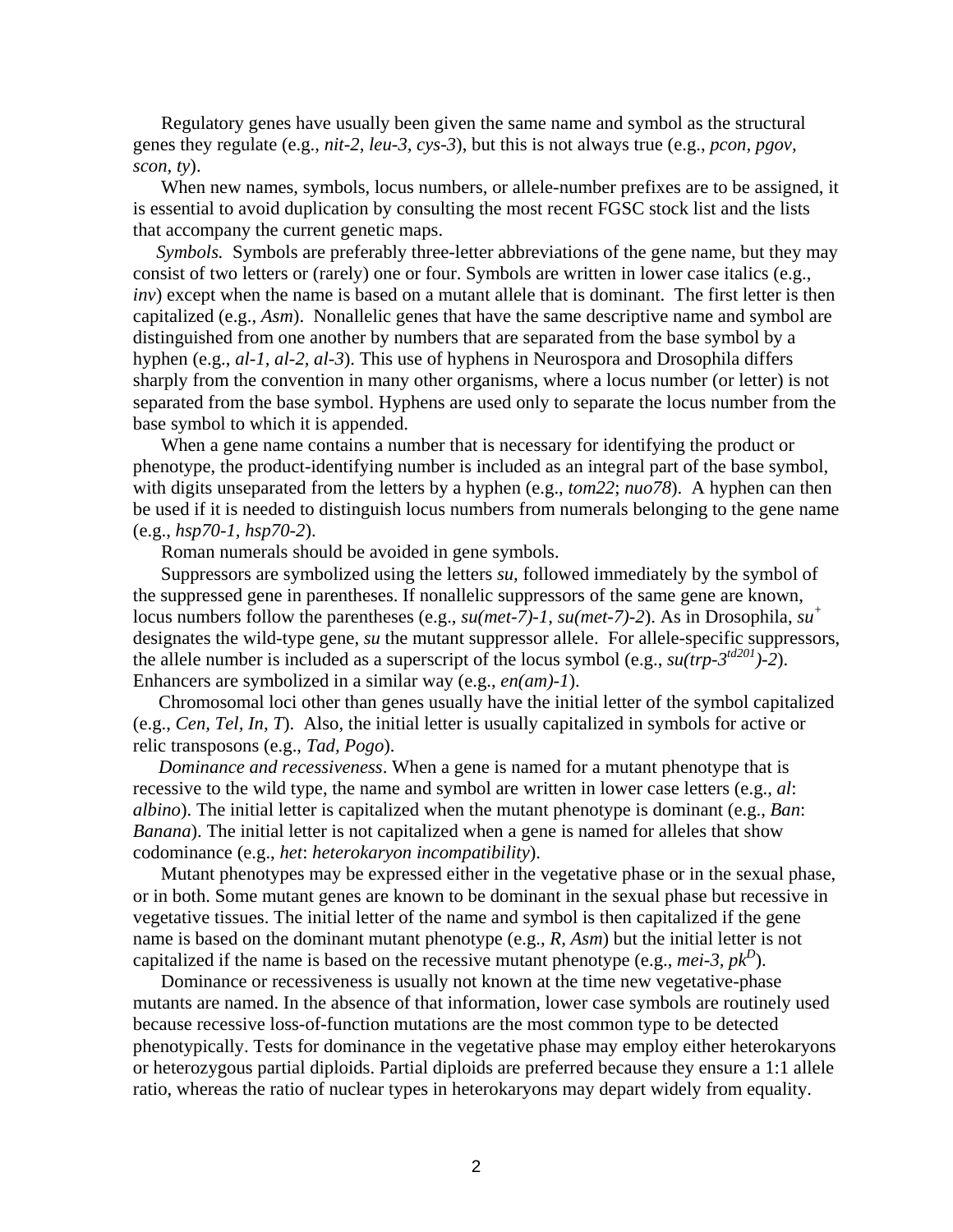Regulatory genes have usually been given the same name and symbol as the structural genes they regulate (e.g., *nit-2, leu-3, cys-3*), but this is not always true (e.g., *pcon, pgov, scon, ty*).

When new names, symbols, locus numbers, or allele-number prefixes are to be assigned, it is essential to avoid duplication by consulting the most recent FGSC stock list and the lists that accompany the current genetic maps.

*Symbols.* Symbols are preferably three-letter abbreviations of the gene name, but they may consist of two letters or (rarely) one or four. Symbols are written in lower case italics (e.g., *inv*) except when the name is based on a mutant allele that is dominant. The first letter is then capitalized (e.g., *Asm*). Nonallelic genes that have the same descriptive name and symbol are distinguished from one another by numbers that are separated from the base symbol by a hyphen (e.g., *al-1, al-2, al-3*). This use of hyphens in Neurospora and Drosophila differs sharply from the convention in many other organisms, where a locus number (or letter) is not separated from the base symbol. Hyphens are used only to separate the locus number from the base symbol to which it is appended.

When a gene name contains a number that is necessary for identifying the product or phenotype, the product-identifying number is included as an integral part of the base symbol, with digits unseparated from the letters by a hyphen (e.g., *tom22*; *nuo78*). A hyphen can then be used if it is needed to distinguish locus numbers from numerals belonging to the gene name (e.g., *hsp70-1, hsp70-2*).

Roman numerals should be avoided in gene symbols.

Suppressors are symbolized using the letters *su,* followed immediately by the symbol of the suppressed gene in parentheses. If nonallelic suppressors of the same gene are known, locus numbers follow the parentheses (e.g., *su(met-7)-1, su(met-7)-2*). As in Drosophila, $su^{+}$ designates the wild-type gene, *su* the mutant suppressor allele. For allele-specific suppressors, the allele number is included as a superscript of the locus symbol (e.g., $su(trp\text{-}3^{td201})\text{-}2$). Enhancers are symbolized in a similar way (e.g., *en(am)-1*).

Chromosomal loci other than genes usually have the initial letter of the symbol capitalized (e.g., *Cen, Tel, In, T*). Also, the initial letter is usually capitalized in symbols for active or relic transposons (e.g., *Tad, Pogo*).

*Dominance and recessiveness*. When a gene is named for a mutant phenotype that is recessive to the wild type, the name and symbol are written in lower case letters (e.g., *al*: *albino*). The initial letter is capitalized when the mutant phenotype is dominant (e.g., *Ban*: *Banana*). The initial letter is not capitalized when a gene is named for alleles that show codominance (e.g., *het*: *heterokaryon incompatibility*).

Mutant phenotypes may be expressed either in the vegetative phase or in the sexual phase, or in both. Some mutant genes are known to be dominant in the sexual phase but recessive in vegetative tissues. The initial letter of the name and symbol is then capitalized if the gene name is based on the dominant mutant phenotype (e.g., *R, Asm*) but the initial letter is not capitalized if the name is based on the recessive mutant phenotype (e.g., *mei-3*, $pk^{D}$).

Dominance or recessiveness is usually not known at the time new vegetative-phase mutants are named. In the absence of that information, lower case symbols are routinely used because recessive loss-of-function mutations are the most common type to be detected phenotypically. Tests for dominance in the vegetative phase may employ either heterokaryons or heterozygous partial diploids. Partial diploids are preferred because they ensure a 1:1 allele ratio, whereas the ratio of nuclear types in heterokaryons may depart widely from equality.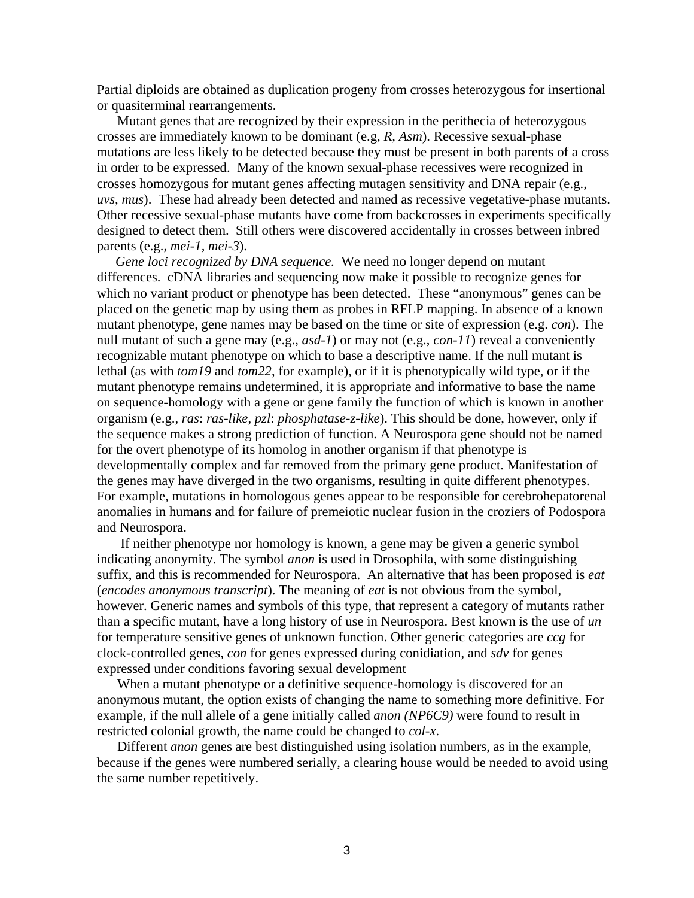Partial diploids are obtained as duplication progeny from crosses heterozygous for insertional or quasiterminal rearrangements.

Mutant genes that are recognized by their expression in the perithecia of heterozygous crosses are immediately known to be dominant (e.g, *R*, *Asm*). Recessive sexual-phase mutations are less likely to be detected because they must be present in both parents of a cross in order to be expressed. Many of the known sexual-phase recessives were recognized in crosses homozygous for mutant genes affecting mutagen sensitivity and DNA repair (e.g., *uvs*, *mus*). These had already been detected and named as recessive vegetative-phase mutants. Other recessive sexual-phase mutants have come from backcrosses in experiments specifically designed to detect them. Still others were discovered accidentally in crosses between inbred parents (e.g., *mei-1*, *mei-3*).

*Gene loci recognized by DNA sequence.* We need no longer depend on mutant differences. cDNA libraries and sequencing now make it possible to recognize genes for which no variant product or phenotype has been detected. These "anonymous" genes can be placed on the genetic map by using them as probes in RFLP mapping. In absence of a known mutant phenotype, gene names may be based on the time or site of expression (e.g. *con*). The null mutant of such a gene may (e.g., *asd-1*) or may not (e.g., *con-11*) reveal a conveniently recognizable mutant phenotype on which to base a descriptive name. If the null mutant is lethal (as with *tom19* and *tom22*, for example), or if it is phenotypically wild type, or if the mutant phenotype remains undetermined, it is appropriate and informative to base the name on sequence-homology with a gene or gene family the function of which is known in another organism (e.g., *ras*: *ras-like*, *pzl*: *phosphatase-z-like*). This should be done, however, only if the sequence makes a strong prediction of function. A Neurospora gene should not be named for the overt phenotype of its homolog in another organism if that phenotype is developmentally complex and far removed from the primary gene product. Manifestation of the genes may have diverged in the two organisms, resulting in quite different phenotypes. For example, mutations in homologous genes appear to be responsible for cerebrohepatorenal anomalies in humans and for failure of premeiotic nuclear fusion in the croziers of Podospora and Neurospora.

If neither phenotype nor homology is known, a gene may be given a generic symbol indicating anonymity. The symbol *anon* is used in Drosophila, with some distinguishing suffix, and this is recommended for Neurospora. An alternative that has been proposed is *eat* (*encodes anonymous transcript*). The meaning of *eat* is not obvious from the symbol, however. Generic names and symbols of this type, that represent a category of mutants rather than a specific mutant, have a long history of use in Neurospora. Best known is the use of *un* for temperature sensitive genes of unknown function. Other generic categories are *ccg* for clock-controlled genes, *con* for genes expressed during conidiation, and *sdv* for genes expressed under conditions favoring sexual development

When a mutant phenotype or a definitive sequence-homology is discovered for an anonymous mutant, the option exists of changing the name to something more definitive. For example, if the null allele of a gene initially called *anon (NP6C9)* were found to result in restricted colonial growth, the name could be changed to *col-x.*

Different *anon* genes are best distinguished using isolation numbers, as in the example, because if the genes were numbered serially, a clearing house would be needed to avoid using the same number repetitively.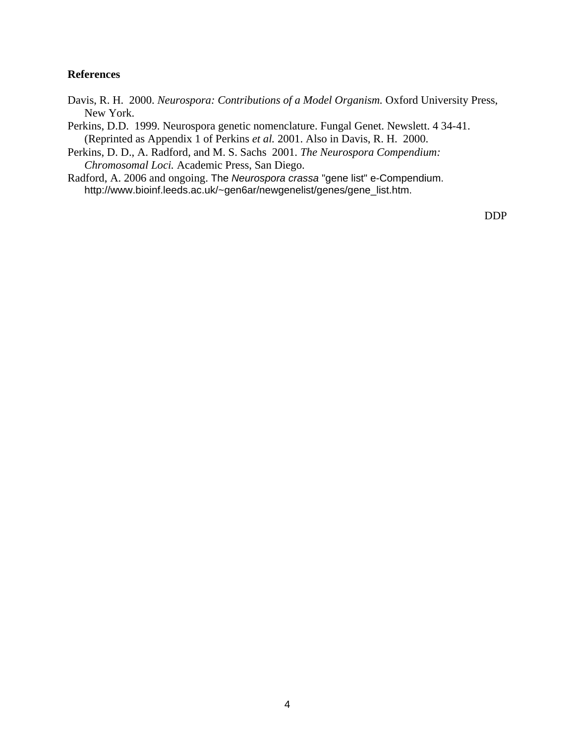**References**

Davis, R. H. 2000. *Neurospora: Contributions of a Model Organism.* Oxford University Press, New York.

Perkins, D.D. 1999. Neurospora genetic nomenclature. Fungal Genet. Newslett. 4 34-41. (Reprinted as Appendix 1 of Perkins *et al.* 2001. Also in Davis, R. H. 2000.

Perkins, D. D., A. Radford, and M. S. Sachs 2001. *The Neurospora Compendium: Chromosomal Loci.* Academic Press, San Diego.

Radford, A. 2006 and ongoing. The *Neurospora crassa* "gene list" e-Compendium. http://www.bioinf.leeds.ac.uk/~gen6ar/newgenelist/genes/gene_list.htm.

DDP